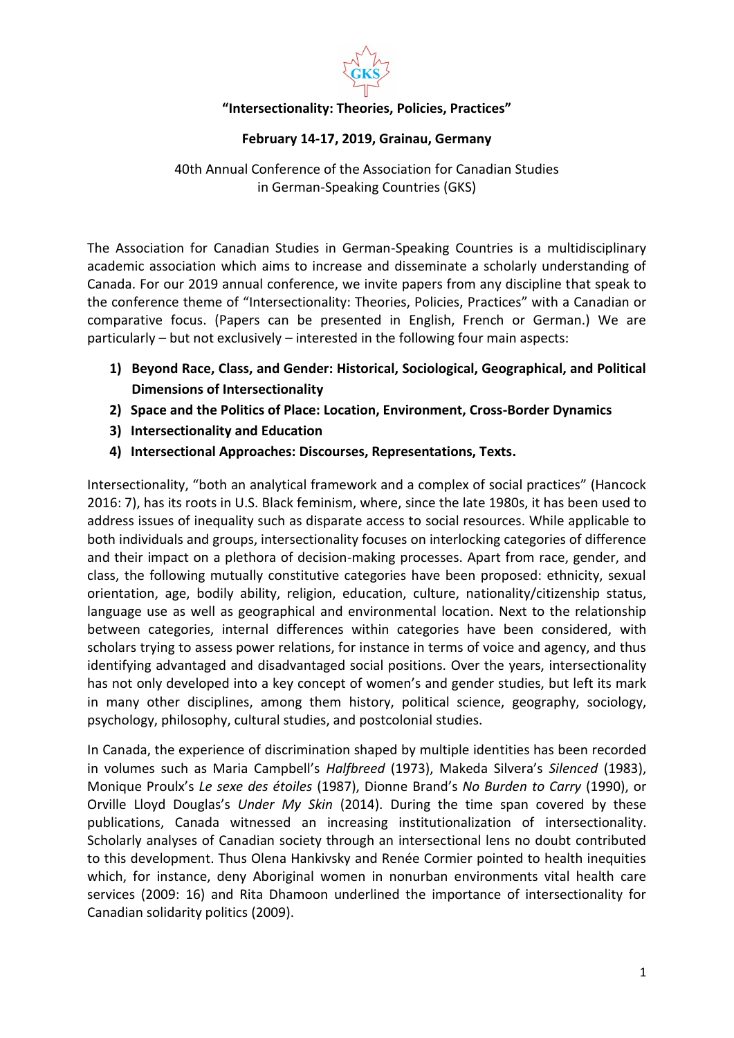**“Intersectionality: Theories, Policies, Practices”**

**February 14-17, 2019, Grainau, Germany**

40th Annual Conference of the Association for Canadian Studies in German-Speaking Countries (GKS)

The Association for Canadian Studies in German-Speaking Countries is a multidisciplinary academic association which aims to increase and disseminate a scholarly understanding of Canada. For our 2019 annual conference, we invite papers from any discipline that speak to the conference theme of “Intersectionality: Theories, Policies, Practices” with a Canadian or comparative focus. (Papers can be presented in English, French or German.) We are particularly – but not exclusively – interested in the following four main aspects:

1) **Beyond Race, Class, and Gender: Historical, Sociological, Geographical, and Political Dimensions of Intersectionality**
2) **Space and the Politics of Place: Location, Environment, Cross-Border Dynamics**
3) **Intersectionality and Education**
4) **Intersectional Approaches: Discourses, Representations, Texts.**

Intersectionality, “both an analytical framework and a complex of social practices” (Hancock 2016: 7), has its roots in U.S. Black feminism, where, since the late 1980s, it has been used to address issues of inequality such as disparate access to social resources. While applicable to both individuals and groups, intersectionality focuses on interlocking categories of difference and their impact on a plethora of decision-making processes. Apart from race, gender, and class, the following mutually constitutive categories have been proposed: ethnicity, sexual orientation, age, bodily ability, religion, education, culture, nationality/citizenship status, language use as well as geographical and environmental location. Next to the relationship between categories, internal differences within categories have been considered, with scholars trying to assess power relations, for instance in terms of voice and agency, and thus identifying advantaged and disadvantaged social positions. Over the years, intersectionality has not only developed into a key concept of women’s and gender studies, but left its mark in many other disciplines, among them history, political science, geography, sociology, psychology, philosophy, cultural studies, and postcolonial studies.

In Canada, the experience of discrimination shaped by multiple identities has been recorded in volumes such as Maria Campbell’s *Halfbreed* (1973), Makeda Silvera’s *Silenced* (1983), Monique Proulx’s *Le sexe des étoiles* (1987), Dionne Brand’s *No Burden to Carry* (1990), or Orville Lloyd Douglas’s *Under My Skin* (2014). During the time span covered by these publications, Canada witnessed an increasing institutionalization of intersectionality. Scholarly analyses of Canadian society through an intersectional lens no doubt contributed to this development. Thus Olena Hankivsky and Renée Cormier pointed to health inequities which, for instance, deny Aboriginal women in nonurban environments vital health care services (2009: 16) and Rita Dhamoon underlined the importance of intersectionality for Canadian solidarity politics (2009).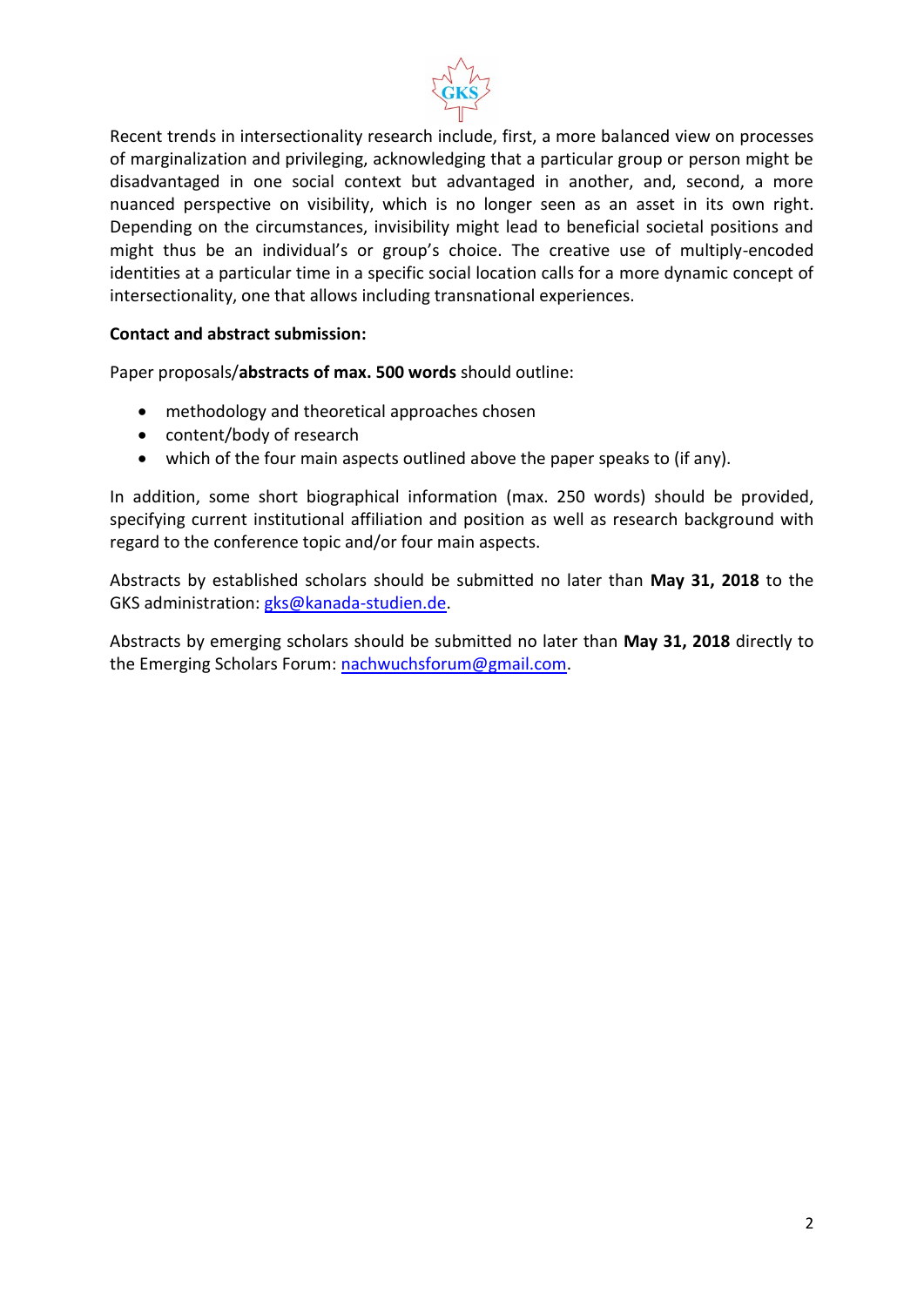Recent trends in intersectionality research include, first, a more balanced view on processes of marginalization and privileging, acknowledging that a particular group or person might be disadvantaged in one social context but advantaged in another, and, second, a more nuanced perspective on visibility, which is no longer seen as an asset in its own right. Depending on the circumstances, invisibility might lead to beneficial societal positions and might thus be an individual's or group's choice. The creative use of multiply-encoded identities at a particular time in a specific social location calls for a more dynamic concept of intersectionality, one that allows including transnational experiences.

**Contact and abstract submission:**

Paper proposals/**abstracts of max. 500 words** should outline:

- methodology and theoretical approaches chosen
- content/body of research
- which of the four main aspects outlined above the paper speaks to (if any).

In addition, some short biographical information (max. 250 words) should be provided, specifying current institutional affiliation and position as well as research background with regard to the conference topic and/or four main aspects.

Abstracts by established scholars should be submitted no later than **May 31, 2018** to the GKS administration: gks@kanada-studien.de.

Abstracts by emerging scholars should be submitted no later than **May 31, 2018** directly to the Emerging Scholars Forum: nachwuchsforum@gmail.com.